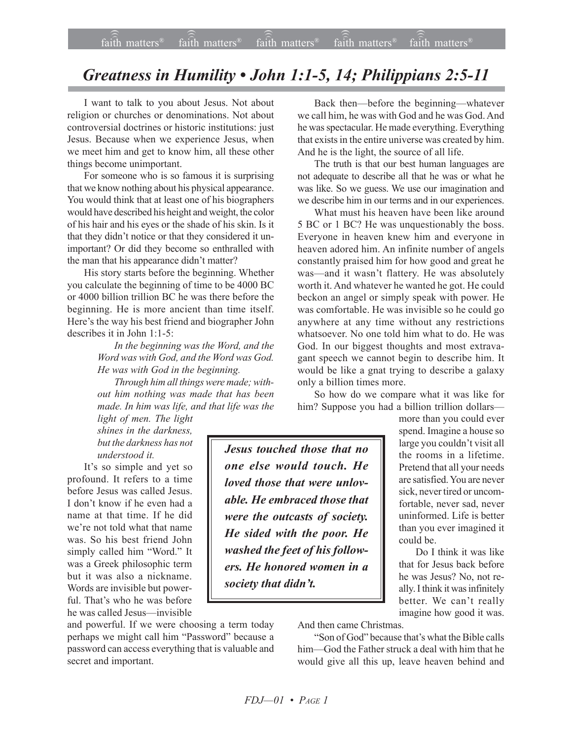# *Greatness in Humility • John 1:1-5, 14; Philippians 2:5-11*

I want to talk to you about Jesus. Not about religion or churches or denominations. Not about controversial doctrines or historic institutions: just Jesus. Because when we experience Jesus, when we meet him and get to know him, all these other things become unimportant.

For someone who is so famous it is surprising that we know nothing about his physical appearance. You would think that at least one of his biographers would have described his height and weight, the color of his hair and his eyes or the shade of his skin. Is it that they didn't notice or that they considered it unimportant? Or did they become so enthralled with the man that his appearance didn't matter?

His story starts before the beginning. Whether you calculate the beginning of time to be 4000 BC or 4000 billion trillion BC he was there before the beginning. He is more ancient than time itself. Here's the way his best friend and biographer John describes it in John 1:1-5:

> *In the beginning was the Word, and the Word was with God, and the Word was God. He was with God in the beginning.*
>
> *Through him all things were made; without him nothing was made that has been made. In him was life, and that life was the light of men. The light shines in the darkness, but the darkness has not understood it.*

It's so simple and yet so profound. It refers to a time before Jesus was called Jesus. I don't know if he even had a name at that time. If he did we're not told what that name was. So his best friend John simply called him "Word." It was a Greek philosophic term but it was also a nickname. Words are invisible but powerful. That's who he was before he was called Jesus—invisible and powerful. If we were choosing a term today perhaps we might call him "Password" because a password can access everything that is valuable and secret and important.

Back then—before the beginning—whatever we call him, he was with God and he was God. And he was spectacular. He made everything. Everything that exists in the entire universe was created by him. And he is the light, the source of all life.

The truth is that our best human languages are not adequate to describe all that he was or what he was like. So we guess. We use our imagination and we describe him in our terms and in our experiences.

What must his heaven have been like around 5 BC or 1 BC? He was unquestionably the boss. Everyone in heaven knew him and everyone in heaven adored him. An infinite number of angels constantly praised him for how good and great he was—and it wasn't flattery. He was absolutely worth it. And whatever he wanted he got. He could beckon an angel or simply speak with power. He was comfortable. He was invisible so he could go anywhere at any time without any restrictions whatsoever. No one told him what to do. He was God. In our biggest thoughts and most extravagant speech we cannot begin to describe him. It would be like a gnat trying to describe a galaxy only a billion times more.

So how do we compare what it was like for him? Suppose you had a billion trillion dollars—more than you could ever spend. Imagine a house so large you couldn't visit all the rooms in a lifetime. Pretend that all your needs are satisfied. You are never sick, never tired or uncomfortable, never sad, never uninformed. Life is better than you ever imagined it could be.

> ***Jesus touched those that no one else would touch. He loved those that were unlovable. He embraced those that were the outcasts of society. He sided with the poor. He washed the feet of his followers. He honored women in a society that didn't.***

Do I think it was like that for Jesus back before he was Jesus? No, not really. I think it was infinitely better. We can't really imagine how good it was. And then came Christmas.

"Son of God" because that's what the Bible calls him—God the Father struck a deal with him that he would give all this up, leave heaven behind and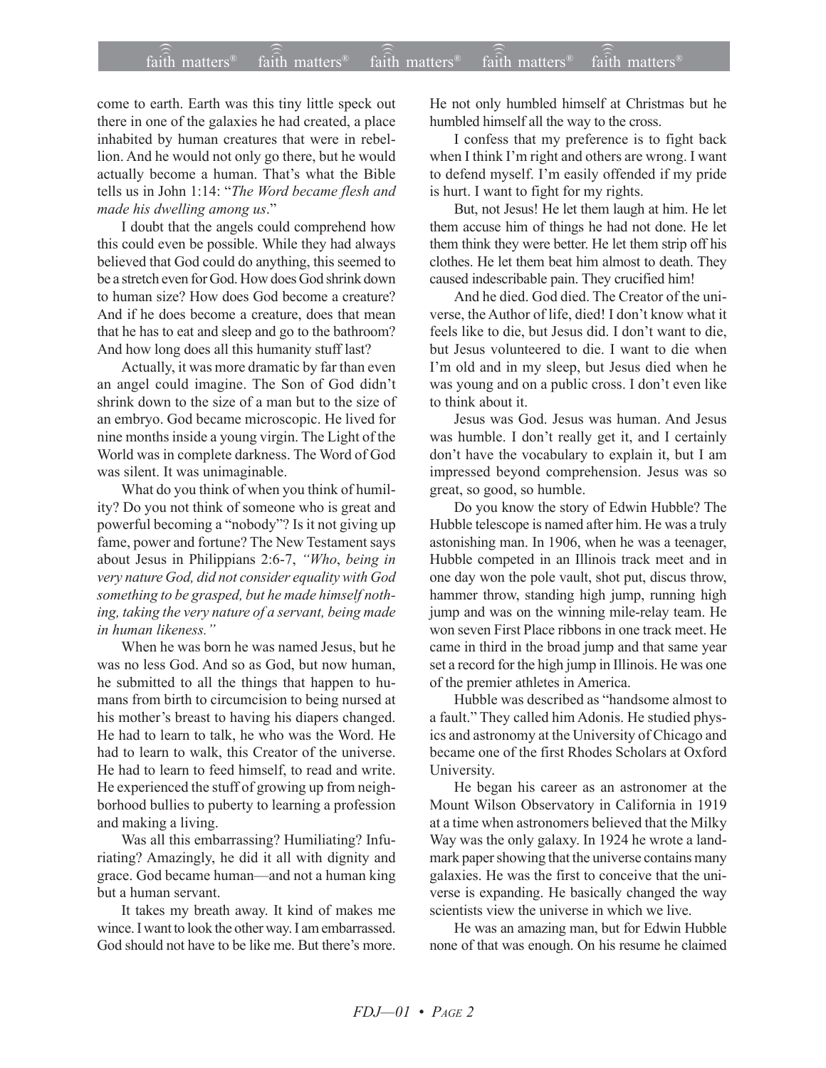come to earth. Earth was this tiny little speck out there in one of the galaxies he had created, a place inhabited by human creatures that were in rebellion. And he would not only go there, but he would actually become a human. That's what the Bible tells us in John 1:14: "*The Word became flesh and made his dwelling among us*."

I doubt that the angels could comprehend how this could even be possible. While they had always believed that God could do anything, this seemed to be a stretch even for God. How does God shrink down to human size? How does God become a creature? And if he does become a creature, does that mean that he has to eat and sleep and go to the bathroom? And how long does all this humanity stuff last?

Actually, it was more dramatic by far than even an angel could imagine. The Son of God didn't shrink down to the size of a man but to the size of an embryo. God became microscopic. He lived for nine months inside a young virgin. The Light of the World was in complete darkness. The Word of God was silent. It was unimaginable.

What do you think of when you think of humility? Do you not think of someone who is great and powerful becoming a "nobody"? Is it not giving up fame, power and fortune? The New Testament says about Jesus in Philippians 2:6-7, *"Who*, *being in very nature God, did not consider equality with God something to be grasped, but he made himself nothing, taking the very nature of a servant, being made in human likeness."*

When he was born he was named Jesus, but he was no less God. And so as God, but now human, he submitted to all the things that happen to humans from birth to circumcision to being nursed at his mother's breast to having his diapers changed. He had to learn to talk, he who was the Word. He had to learn to walk, this Creator of the universe. He had to learn to feed himself, to read and write. He experienced the stuff of growing up from neighborhood bullies to puberty to learning a profession and making a living.

Was all this embarrassing? Humiliating? Infuriating? Amazingly, he did it all with dignity and grace. God became human—and not a human king but a human servant.

It takes my breath away. It kind of makes me wince. I want to look the other way. I am embarrassed. God should not have to be like me. But there's more. He not only humbled himself at Christmas but he humbled himself all the way to the cross.

I confess that my preference is to fight back when I think I'm right and others are wrong. I want to defend myself. I'm easily offended if my pride is hurt. I want to fight for my rights.

But, not Jesus! He let them laugh at him. He let them accuse him of things he had not done. He let them think they were better. He let them strip off his clothes. He let them beat him almost to death. They caused indescribable pain. They crucified him!

And he died. God died. The Creator of the universe, the Author of life, died! I don't know what it feels like to die, but Jesus did. I don't want to die, but Jesus volunteered to die. I want to die when I'm old and in my sleep, but Jesus died when he was young and on a public cross. I don't even like to think about it.

Jesus was God. Jesus was human. And Jesus was humble. I don't really get it, and I certainly don't have the vocabulary to explain it, but I am impressed beyond comprehension. Jesus was so great, so good, so humble.

Do you know the story of Edwin Hubble? The Hubble telescope is named after him. He was a truly astonishing man. In 1906, when he was a teenager, Hubble competed in an Illinois track meet and in one day won the pole vault, shot put, discus throw, hammer throw, standing high jump, running high jump and was on the winning mile-relay team. He won seven First Place ribbons in one track meet. He came in third in the broad jump and that same year set a record for the high jump in Illinois. He was one of the premier athletes in America.

Hubble was described as "handsome almost to a fault." They called him Adonis. He studied physics and astronomy at the University of Chicago and became one of the first Rhodes Scholars at Oxford University.

He began his career as an astronomer at the Mount Wilson Observatory in California in 1919 at a time when astronomers believed that the Milky Way was the only galaxy. In 1924 he wrote a landmark paper showing that the universe contains many galaxies. He was the first to conceive that the universe is expanding. He basically changed the way scientists view the universe in which we live.

He was an amazing man, but for Edwin Hubble none of that was enough. On his resume he claimed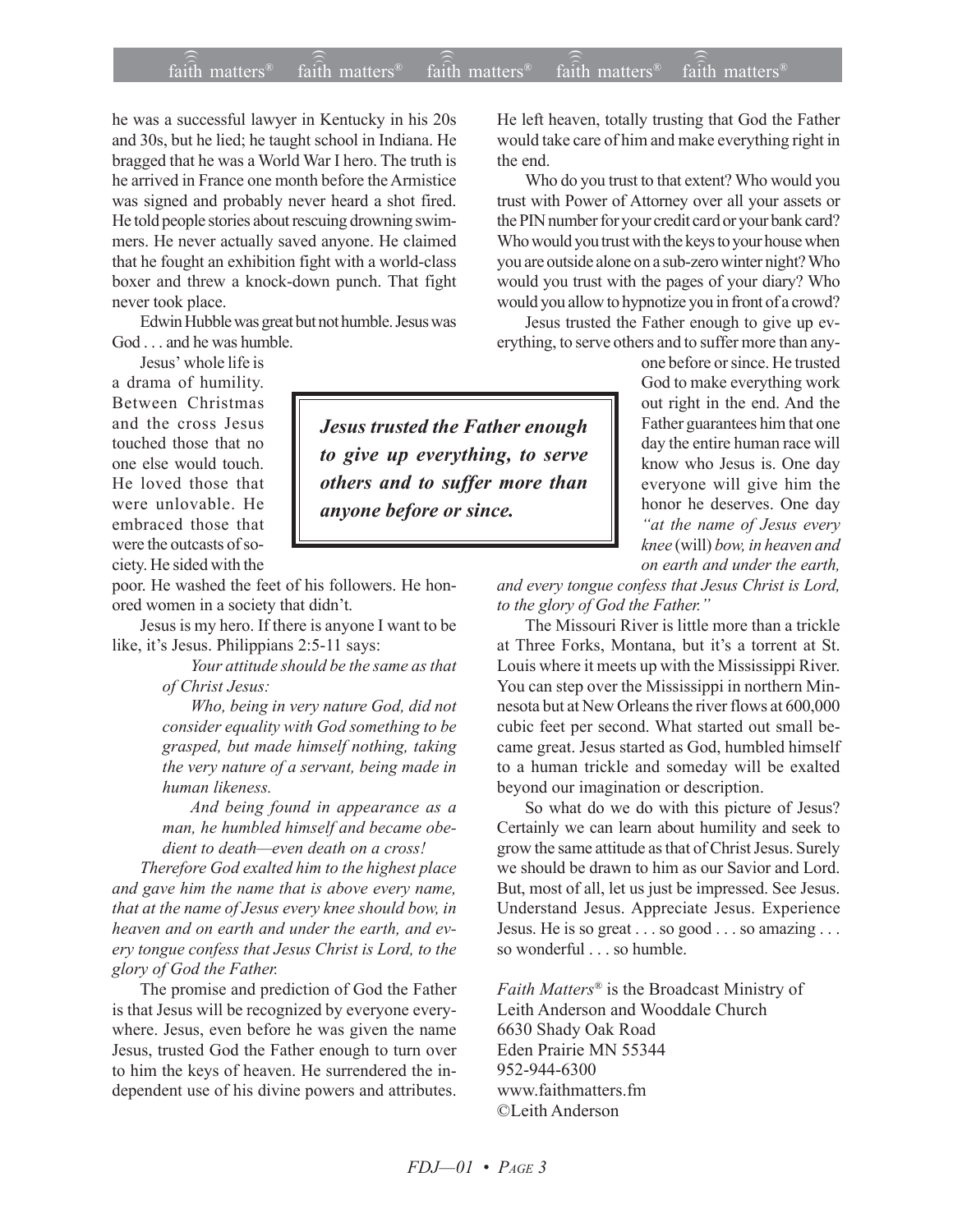he was a successful lawyer in Kentucky in his 20s and 30s, but he lied; he taught school in Indiana. He bragged that he was a World War I hero. The truth is he arrived in France one month before the Armistice was signed and probably never heard a shot fired. He told people stories about rescuing drowning swimmers. He never actually saved anyone. He claimed that he fought an exhibition fight with a world-class boxer and threw a knock-down punch. That fight never took place.

Edwin Hubble was great but not humble. Jesus was God . . . and he was humble.

Jesus' whole life is a drama of humility. Between Christmas and the cross Jesus touched those that no one else would touch. He loved those that were unlovable. He embraced those that were the outcasts of society. He sided with the poor. He washed the feet of his followers. He honored women in a society that didn't.

> ***Jesus trusted the Father enough to give up everything, to serve others and to suffer more than anyone before or since.***

Jesus is my hero. If there is anyone I want to be like, it's Jesus. Philippians 2:5-11 says:

> *Your attitude should be the same as that of Christ Jesus:*
>
> *Who, being in very nature God, did not consider equality with God something to be grasped, but made himself nothing, taking the very nature of a servant, being made in human likeness.*
>
> *And being found in appearance as a man, he humbled himself and became obedient to death—even death on a cross!*

*Therefore God exalted him to the highest place and gave him the name that is above every name, that at the name of Jesus every knee should bow, in heaven and on earth and under the earth, and every tongue confess that Jesus Christ is Lord, to the glory of God the Father.*

The promise and prediction of God the Father is that Jesus will be recognized by everyone everywhere. Jesus, even before he was given the name Jesus, trusted God the Father enough to turn over to him the keys of heaven. He surrendered the independent use of his divine powers and attributes. He left heaven, totally trusting that God the Father would take care of him and make everything right in the end.

Who do you trust to that extent? Who would you trust with Power of Attorney over all your assets or the PIN number for your credit card or your bank card? Who would you trust with the keys to your house when you are outside alone on a sub-zero winter night? Who would you trust with the pages of your diary? Who would you allow to hypnotize you in front of a crowd?

Jesus trusted the Father enough to give up everything, to serve others and to suffer more than anyone before or since. He trusted God to make everything work out right in the end. And the Father guarantees him that one day the entire human race will know who Jesus is. One day everyone will give him the honor he deserves. One day *"at the name of Jesus every knee* (will) *bow, in heaven and on earth and under the earth, and every tongue confess that Jesus Christ is Lord, to the glory of God the Father."*

The Missouri River is little more than a trickle at Three Forks, Montana, but it's a torrent at St. Louis where it meets up with the Mississippi River. You can step over the Mississippi in northern Minnesota but at New Orleans the river flows at 600,000 cubic feet per second. What started out small became great. Jesus started as God, humbled himself to a human trickle and someday will be exalted beyond our imagination or description.

So what do we do with this picture of Jesus? Certainly we can learn about humility and seek to grow the same attitude as that of Christ Jesus. Surely we should be drawn to him as our Savior and Lord. But, most of all, let us just be impressed. See Jesus. Understand Jesus. Appreciate Jesus. Experience Jesus. He is so great . . . so good . . . so amazing . . . so wonderful . . . so humble.

*Faith Matters*® is the Broadcast Ministry of
Leith Anderson and Wooddale Church
6630 Shady Oak Road
Eden Prairie MN 55344
952-944-6300
www.faithmatters.fm
©Leith Anderson